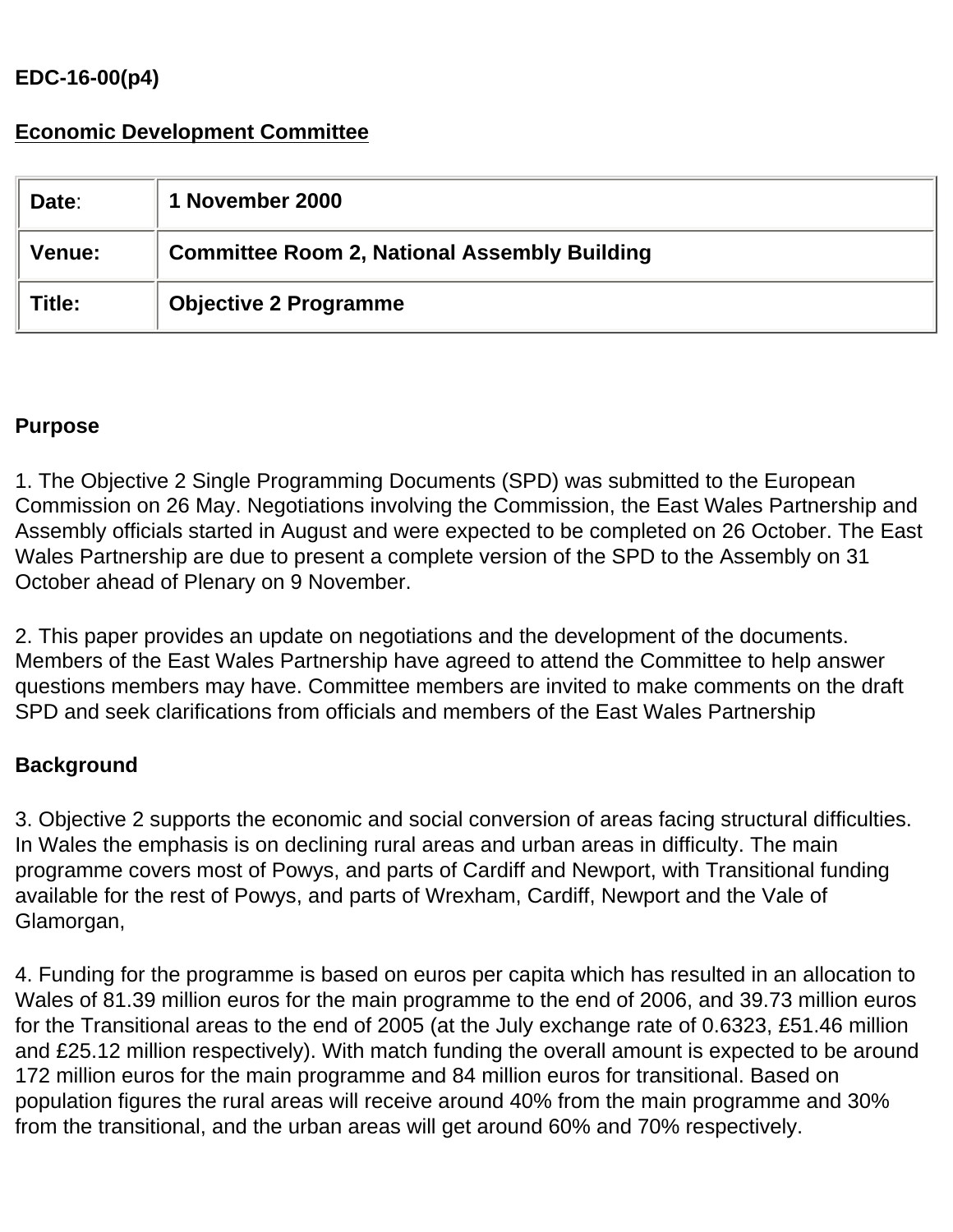**EDC-16-00(p4)**

**Economic Development Committee**

| **Date**: | **1 November 2000** |
|---|---|
| **Venue:** | **Committee Room 2, National Assembly Building** |
| **Title:** | **Objective 2 Programme** |

**Purpose**

1. The Objective 2 Single Programming Documents (SPD) was submitted to the European Commission on 26 May. Negotiations involving the Commission, the East Wales Partnership and Assembly officials started in August and were expected to be completed on 26 October. The East Wales Partnership are due to present a complete version of the SPD to the Assembly on 31 October ahead of Plenary on 9 November.

2. This paper provides an update on negotiations and the development of the documents. Members of the East Wales Partnership have agreed to attend the Committee to help answer questions members may have. Committee members are invited to make comments on the draft SPD and seek clarifications from officials and members of the East Wales Partnership

**Background**

3. Objective 2 supports the economic and social conversion of areas facing structural difficulties. In Wales the emphasis is on declining rural areas and urban areas in difficulty. The main programme covers most of Powys, and parts of Cardiff and Newport, with Transitional funding available for the rest of Powys, and parts of Wrexham, Cardiff, Newport and the Vale of Glamorgan,

4. Funding for the programme is based on euros per capita which has resulted in an allocation to Wales of 81.39 million euros for the main programme to the end of 2006, and 39.73 million euros for the Transitional areas to the end of 2005 (at the July exchange rate of 0.6323, £51.46 million and £25.12 million respectively). With match funding the overall amount is expected to be around 172 million euros for the main programme and 84 million euros for transitional. Based on population figures the rural areas will receive around 40% from the main programme and 30% from the transitional, and the urban areas will get around 60% and 70% respectively.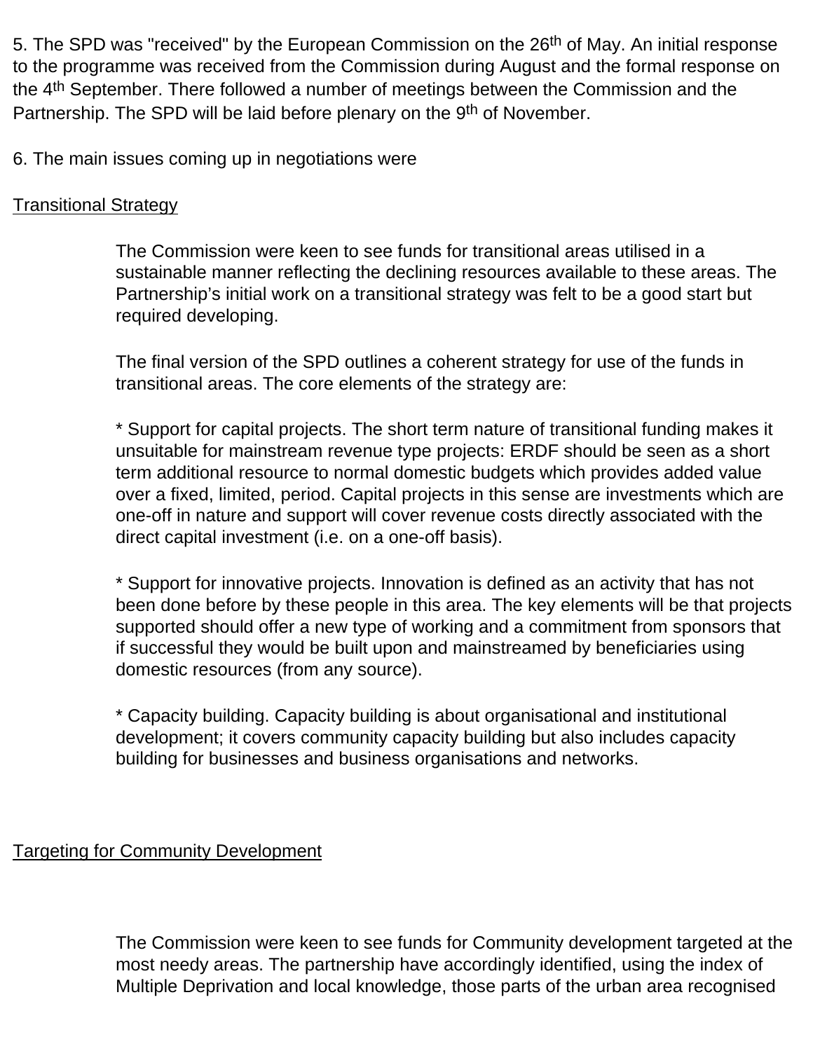5. The SPD was "received" by the European Commission on the 26th of May. An initial response to the programme was received from the Commission during August and the formal response on the 4th September. There followed a number of meetings between the Commission and the Partnership. The SPD will be laid before plenary on the 9th of November.

6. The main issues coming up in negotiations were

<u>Transitional Strategy</u>

The Commission were keen to see funds for transitional areas utilised in a sustainable manner reflecting the declining resources available to these areas. The Partnership's initial work on a transitional strategy was felt to be a good start but required developing.

The final version of the SPD outlines a coherent strategy for use of the funds in transitional areas. The core elements of the strategy are:

* Support for capital projects. The short term nature of transitional funding makes it unsuitable for mainstream revenue type projects: ERDF should be seen as a short term additional resource to normal domestic budgets which provides added value over a fixed, limited, period. Capital projects in this sense are investments which are one-off in nature and support will cover revenue costs directly associated with the direct capital investment (i.e. on a one-off basis).

* Support for innovative projects. Innovation is defined as an activity that has not been done before by these people in this area. The key elements will be that projects supported should offer a new type of working and a commitment from sponsors that if successful they would be built upon and mainstreamed by beneficiaries using domestic resources (from any source).

* Capacity building. Capacity building is about organisational and institutional development; it covers community capacity building but also includes capacity building for businesses and business organisations and networks.

<u>Targeting for Community Development</u>

The Commission were keen to see funds for Community development targeted at the most needy areas. The partnership have accordingly identified, using the index of Multiple Deprivation and local knowledge, those parts of the urban area recognised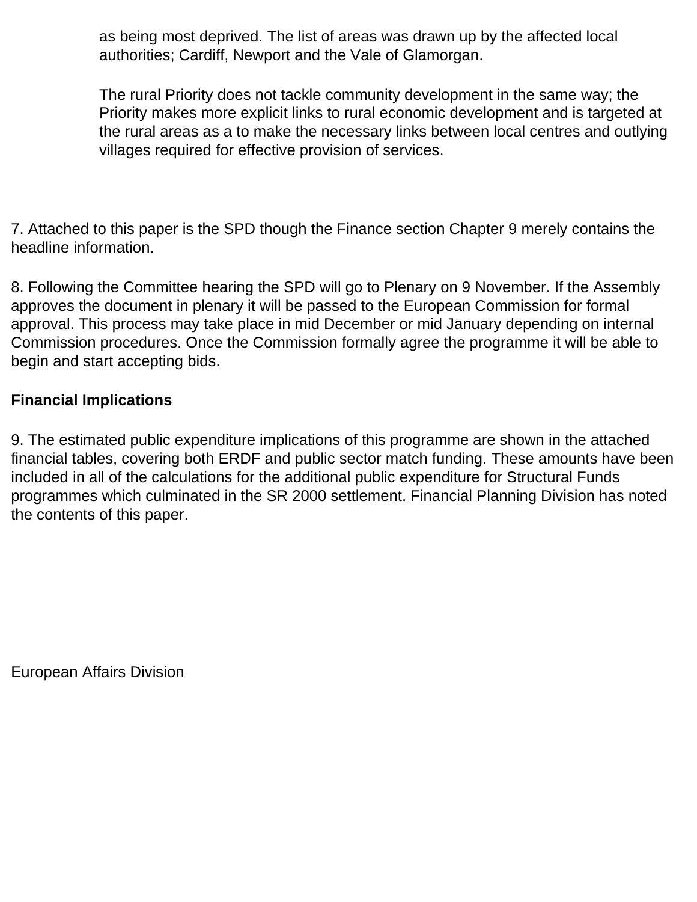as being most deprived. The list of areas was drawn up by the affected local authorities; Cardiff, Newport and the Vale of Glamorgan.

The rural Priority does not tackle community development in the same way; the Priority makes more explicit links to rural economic development and is targeted at the rural areas as a to make the necessary links between local centres and outlying villages required for effective provision of services.

7. Attached to this paper is the SPD though the Finance section Chapter 9 merely contains the headline information.

8. Following the Committee hearing the SPD will go to Plenary on 9 November. If the Assembly approves the document in plenary it will be passed to the European Commission for formal approval. This process may take place in mid December or mid January depending on internal Commission procedures. Once the Commission formally agree the programme it will be able to begin and start accepting bids.

**Financial Implications**

9. The estimated public expenditure implications of this programme are shown in the attached financial tables, covering both ERDF and public sector match funding. These amounts have been included in all of the calculations for the additional public expenditure for Structural Funds programmes which culminated in the SR 2000 settlement. Financial Planning Division has noted the contents of this paper.

European Affairs Division